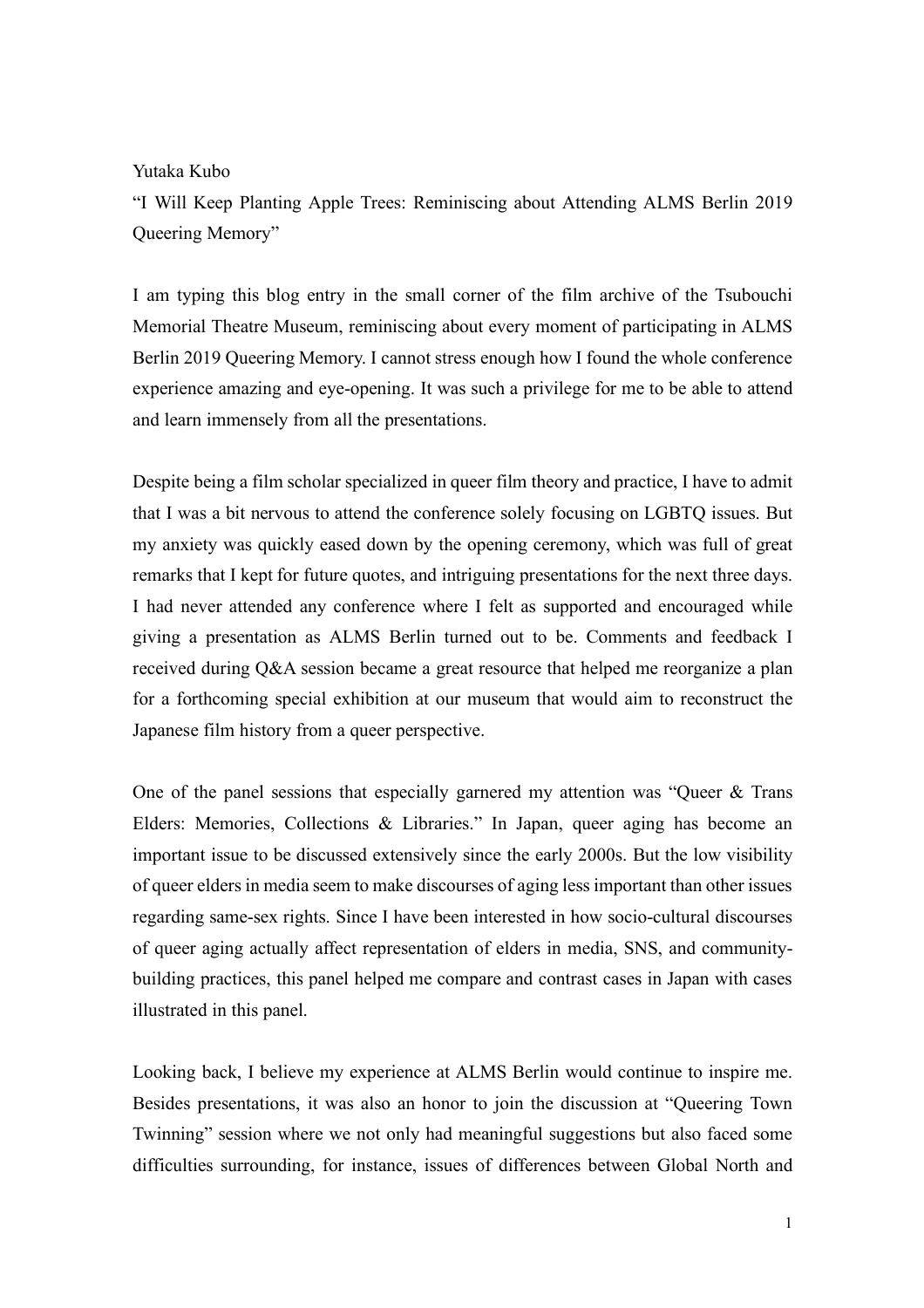Yutaka Kubo

"I Will Keep Planting Apple Trees: Reminiscing about Attending ALMS Berlin 2019 Queering Memory"

I am typing this blog entry in the small corner of the film archive of the Tsubouchi Memorial Theatre Museum, reminiscing about every moment of participating in ALMS Berlin 2019 Queering Memory. I cannot stress enough how I found the whole conference experience amazing and eye-opening. It was such a privilege for me to be able to attend and learn immensely from all the presentations.

Despite being a film scholar specialized in queer film theory and practice, I have to admit that I was a bit nervous to attend the conference solely focusing on LGBTQ issues. But my anxiety was quickly eased down by the opening ceremony, which was full of great remarks that I kept for future quotes, and intriguing presentations for the next three days. I had never attended any conference where I felt as supported and encouraged while giving a presentation as ALMS Berlin turned out to be. Comments and feedback I received during Q&A session became a great resource that helped me reorganize a plan for a forthcoming special exhibition at our museum that would aim to reconstruct the Japanese film history from a queer perspective.

One of the panel sessions that especially garnered my attention was "Queer & Trans Elders: Memories, Collections & Libraries." In Japan, queer aging has become an important issue to be discussed extensively since the early 2000s. But the low visibility of queer elders in media seem to make discourses of aging less important than other issues regarding same-sex rights. Since I have been interested in how socio-cultural discourses of queer aging actually affect representation of elders in media, SNS, and community-building practices, this panel helped me compare and contrast cases in Japan with cases illustrated in this panel.

Looking back, I believe my experience at ALMS Berlin would continue to inspire me. Besides presentations, it was also an honor to join the discussion at "Queering Town Twinning" session where we not only had meaningful suggestions but also faced some difficulties surrounding, for instance, issues of differences between Global North and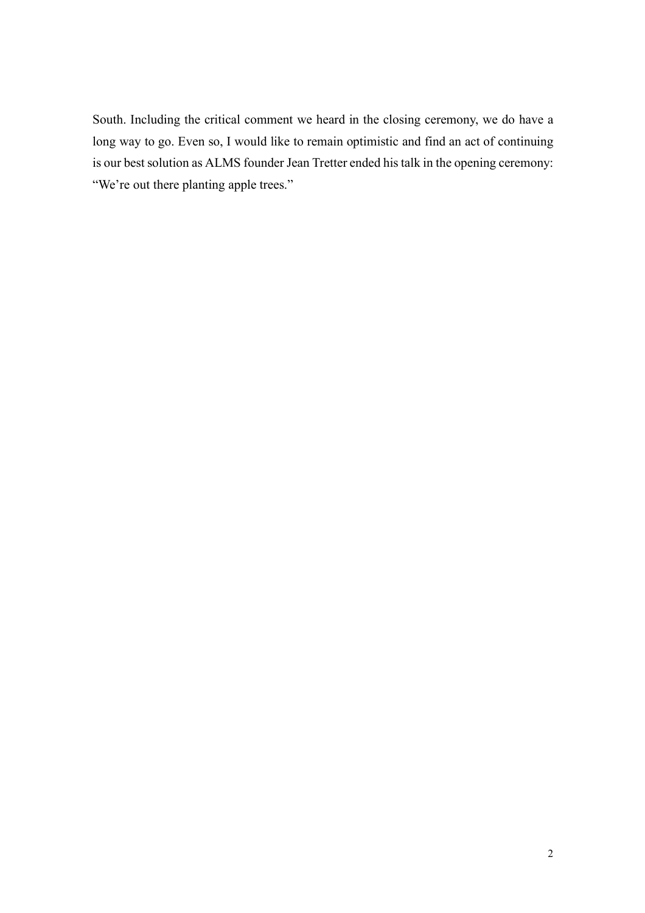South. Including the critical comment we heard in the closing ceremony, we do have a long way to go. Even so, I would like to remain optimistic and find an act of continuing is our best solution as ALMS founder Jean Tretter ended his talk in the opening ceremony: "We're out there planting apple trees."